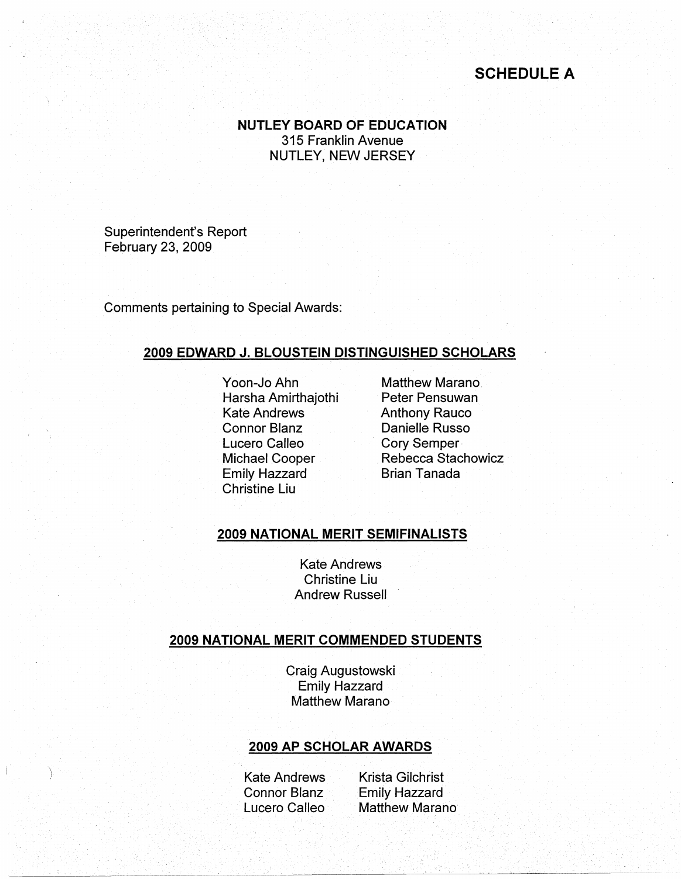# SCHEDULE A

**NUTLEY BOARD OF EDUCATION**
315 Franklin Avenue
NUTLEY, NEW JERSEY

Superintendent's Report
February 23, 2009

Comments pertaining to Special Awards:

## 2009 EDWARD J. BLOUSTEIN DISTINGUISHED SCHOLARS

Yoon-Jo Ahn
Harsha Amirthajothi
Kate Andrews
Connor Blanz
Lucero Calleo
Michael Cooper
Emily Hazzard
Christine Liu
Matthew Marano
Peter Pensuwan
Anthony Rauco
Danielle Russo
Cory Semper
Rebecca Stachowicz
Brian Tanada

## 2009 NATIONAL MERIT SEMIFINALISTS

Kate Andrews
Christine Liu
Andrew Russell

## 2009 NATIONAL MERIT COMMENDED STUDENTS

Craig Augustowski
Emily Hazzard
Matthew Marano

## 2009 AP SCHOLAR AWARDS

Kate Andrews
Connor Blanz
Lucero Calleo
Krista Gilchrist
Emily Hazzard
Matthew Marano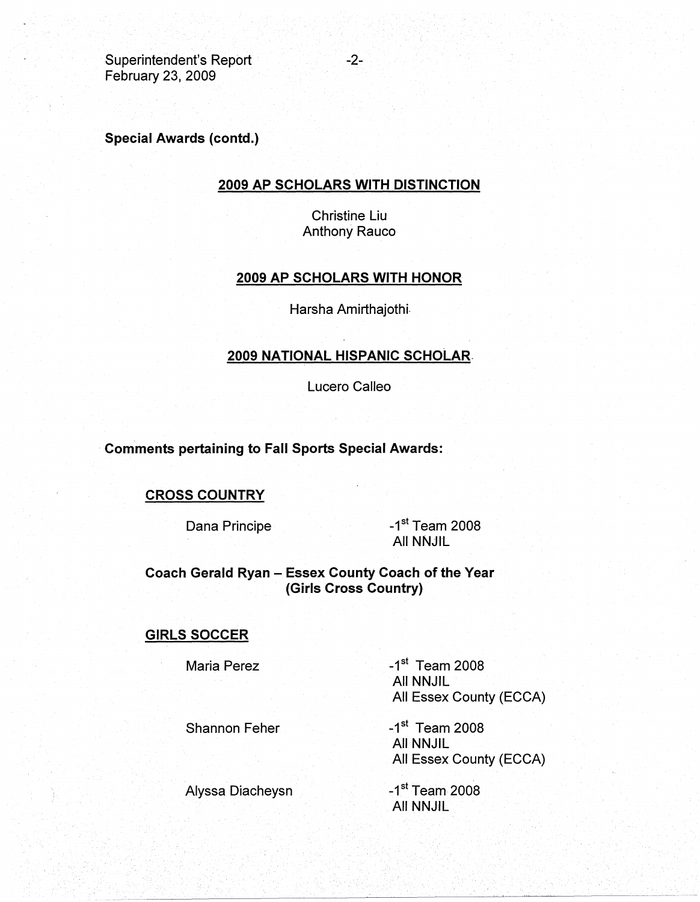**Special Awards (contd.)**

**2009 AP SCHOLARS WITH DISTINCTION**

Christine Liu
Anthony Rauco

**2009 AP SCHOLARS WITH HONOR**

Harsha Amirthajothi

**2009 NATIONAL HISPANIC SCHOLAR**

Lucero Calleo

**Comments pertaining to Fall Sports Special Awards:**

**CROSS COUNTRY**

Dana Principe — -1st Team 2008
All NNJIL

**Coach Gerald Ryan – Essex County Coach of the Year (Girls Cross Country)**

**GIRLS SOCCER**

Maria Perez — -1st Team 2008
All NNJIL
All Essex County (ECCA)

Shannon Feher — -1st Team 2008
All NNJIL
All Essex County (ECCA)

Alyssa Diacheysn — -1st Team 2008
All NNJIL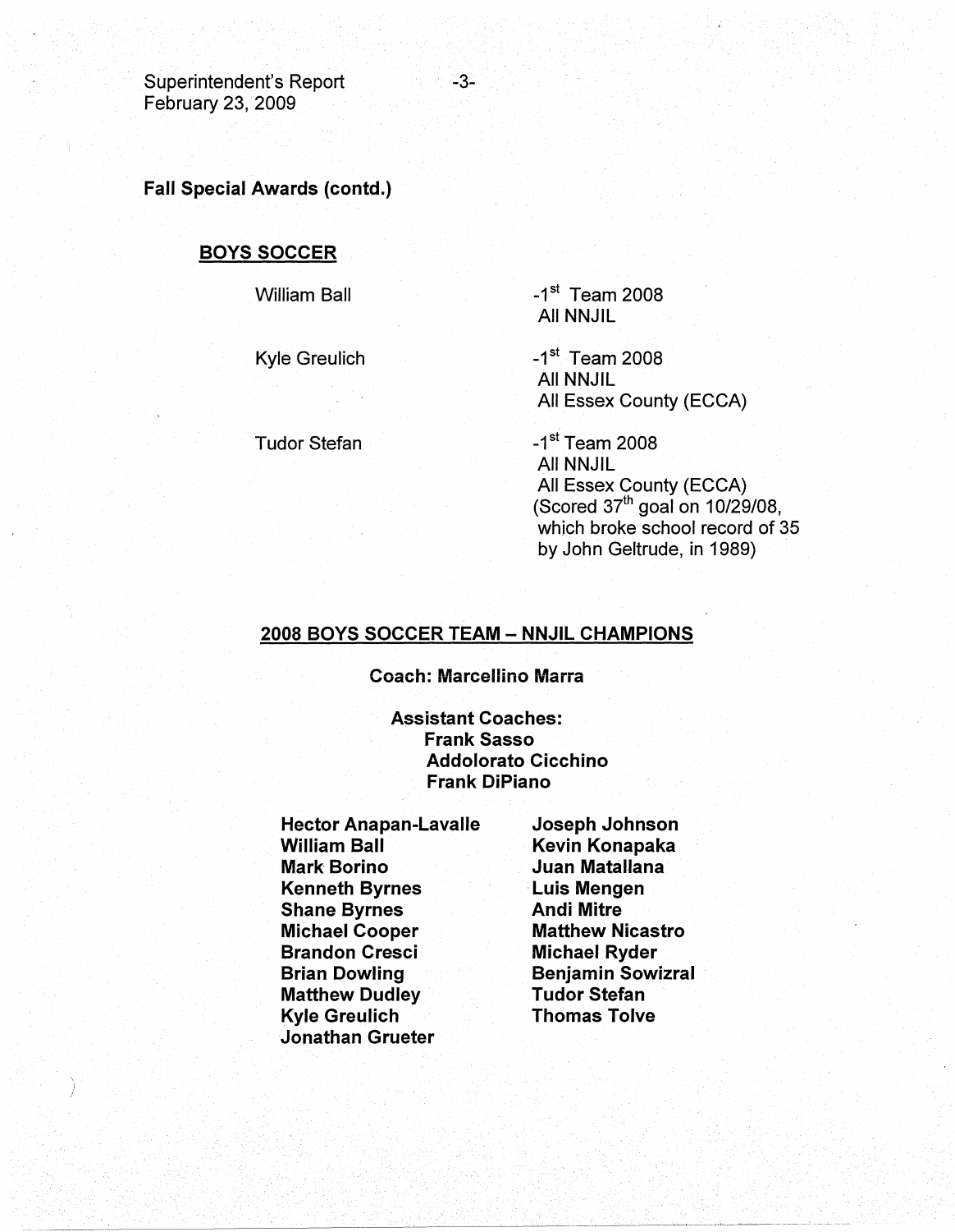**Fall Special Awards (contd.)**

**BOYS SOCCER**

| | |
|---|---|
| William Ball | -1st Team 2008<br>All NNJIL |
| Kyle Greulich | -1st Team 2008<br>All NNJIL<br>All Essex County (ECCA) |
| Tudor Stefan | -1st Team 2008<br>All NNJIL<br>All Essex County (ECCA)<br>(Scored 37th goal on 10/29/08, which broke school record of 35 by John Geltrude, in 1989) |

**2008 BOYS SOCCER TEAM – NNJIL CHAMPIONS**

**Coach: Marcellino Marra**

**Assistant Coaches:**
**Frank Sasso**
**Addolorato Cicchino**
**Frank DiPiano**

**Hector Anapan-Lavalle**
**William Ball**
**Mark Borino**
**Kenneth Byrnes**
**Shane Byrnes**
**Michael Cooper**
**Brandon Cresci**
**Brian Dowling**
**Matthew Dudley**
**Kyle Greulich**
**Jonathan Grueter**
**Joseph Johnson**
**Kevin Konapaka**
**Juan Matallana**
**Luis Mengen**
**Andi Mitre**
**Matthew Nicastro**
**Michael Ryder**
**Benjamin Sowizral**
**Tudor Stefan**
**Thomas Tolve**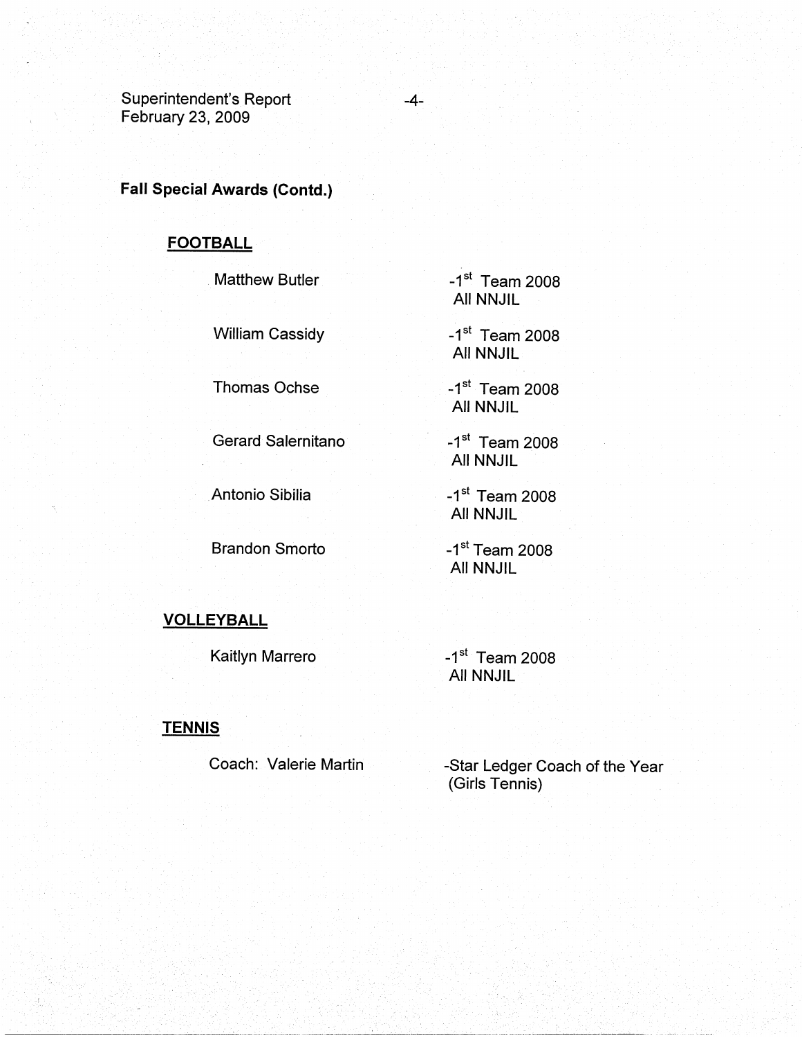## Fall Special Awards (Contd.)

### FOOTBALL

| | |
|---|---|
| Matthew Butler | -1st Team 2008 All NNJIL |
| William Cassidy | -1st Team 2008 All NNJIL |
| Thomas Ochse | -1st Team 2008 All NNJIL |
| Gerard Salernitano | -1st Team 2008 All NNJIL |
| Antonio Sibilia | -1st Team 2008 All NNJIL |
| Brandon Smorto | -1st Team 2008 All NNJIL |

### VOLLEYBALL

| | |
|---|---|
| Kaitlyn Marrero | -1st Team 2008 All NNJIL |

### TENNIS

| | |
|---|---|
| Coach: Valerie Martin | -Star Ledger Coach of the Year (Girls Tennis) |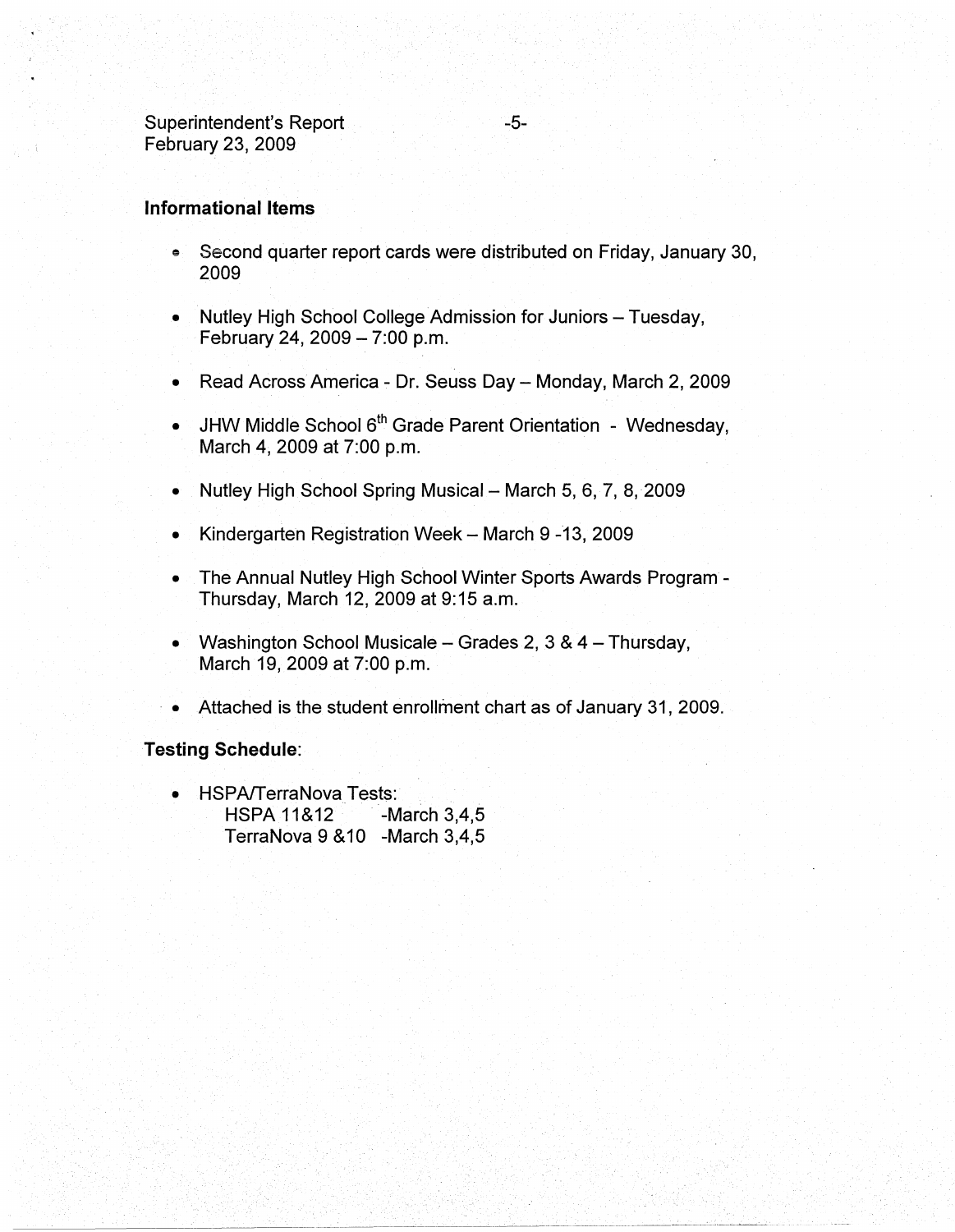### Informational Items

- Second quarter report cards were distributed on Friday, January 30, 2009
- Nutley High School College Admission for Juniors – Tuesday, February 24, 2009 – 7:00 p.m.
- Read Across America - Dr. Seuss Day – Monday, March 2, 2009
- JHW Middle School 6th Grade Parent Orientation - Wednesday, March 4, 2009 at 7:00 p.m.
- Nutley High School Spring Musical – March 5, 6, 7, 8, 2009
- Kindergarten Registration Week – March 9 -13, 2009
- The Annual Nutley High School Winter Sports Awards Program - Thursday, March 12, 2009 at 9:15 a.m.
- Washington School Musicale – Grades 2, 3 & 4 – Thursday, March 19, 2009 at 7:00 p.m.
- Attached is the student enrollment chart as of January 31, 2009.

### Testing Schedule:

- HSPA/TerraNova Tests:
  - HSPA 11&12 -March 3,4,5
  - TerraNova 9 &10 -March 3,4,5